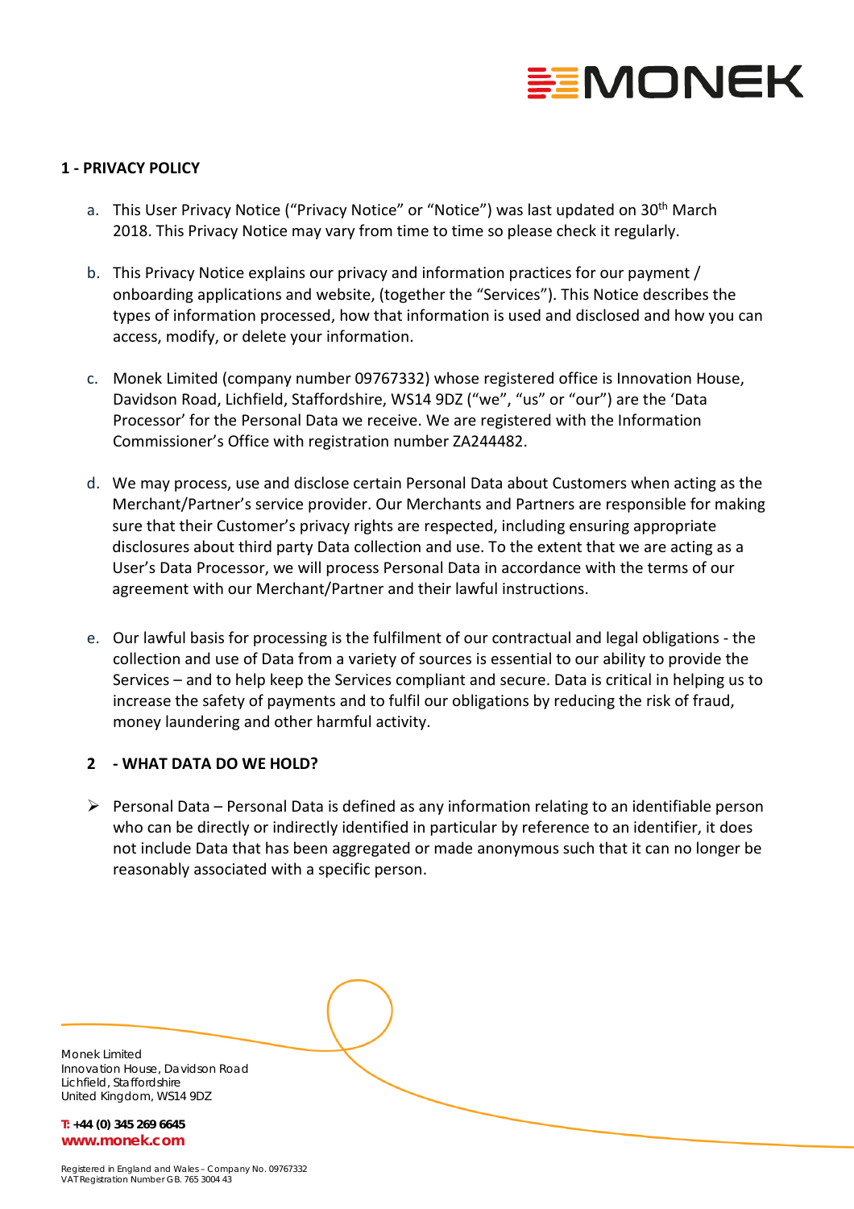## 1 - PRIVACY POLICY

a. This User Privacy Notice ("Privacy Notice" or "Notice") was last updated on 30th March 2018. This Privacy Notice may vary from time to time so please check it regularly.

b. This Privacy Notice explains our privacy and information practices for our payment / onboarding applications and website, (together the "Services"). This Notice describes the types of information processed, how that information is used and disclosed and how you can access, modify, or delete your information.

c. Monek Limited (company number 09767332) whose registered office is Innovation House, Davidson Road, Lichfield, Staffordshire, WS14 9DZ ("we", "us" or "our") are the 'Data Processor' for the Personal Data we receive. We are registered with the Information Commissioner's Office with registration number ZA244482.

d. We may process, use and disclose certain Personal Data about Customers when acting as the Merchant/Partner's service provider. Our Merchants and Partners are responsible for making sure that their Customer's privacy rights are respected, including ensuring appropriate disclosures about third party Data collection and use. To the extent that we are acting as a User's Data Processor, we will process Personal Data in accordance with the terms of our agreement with our Merchant/Partner and their lawful instructions.

e. Our lawful basis for processing is the fulfilment of our contractual and legal obligations - the collection and use of Data from a variety of sources is essential to our ability to provide the Services – and to help keep the Services compliant and secure. Data is critical in helping us to increase the safety of payments and to fulfil our obligations by reducing the risk of fraud, money laundering and other harmful activity.

## 2 - WHAT DATA DO WE HOLD?

- Personal Data – Personal Data is defined as any information relating to an identifiable person who can be directly or indirectly identified in particular by reference to an identifier, it does not include Data that has been aggregated or made anonymous such that it can no longer be reasonably associated with a specific person.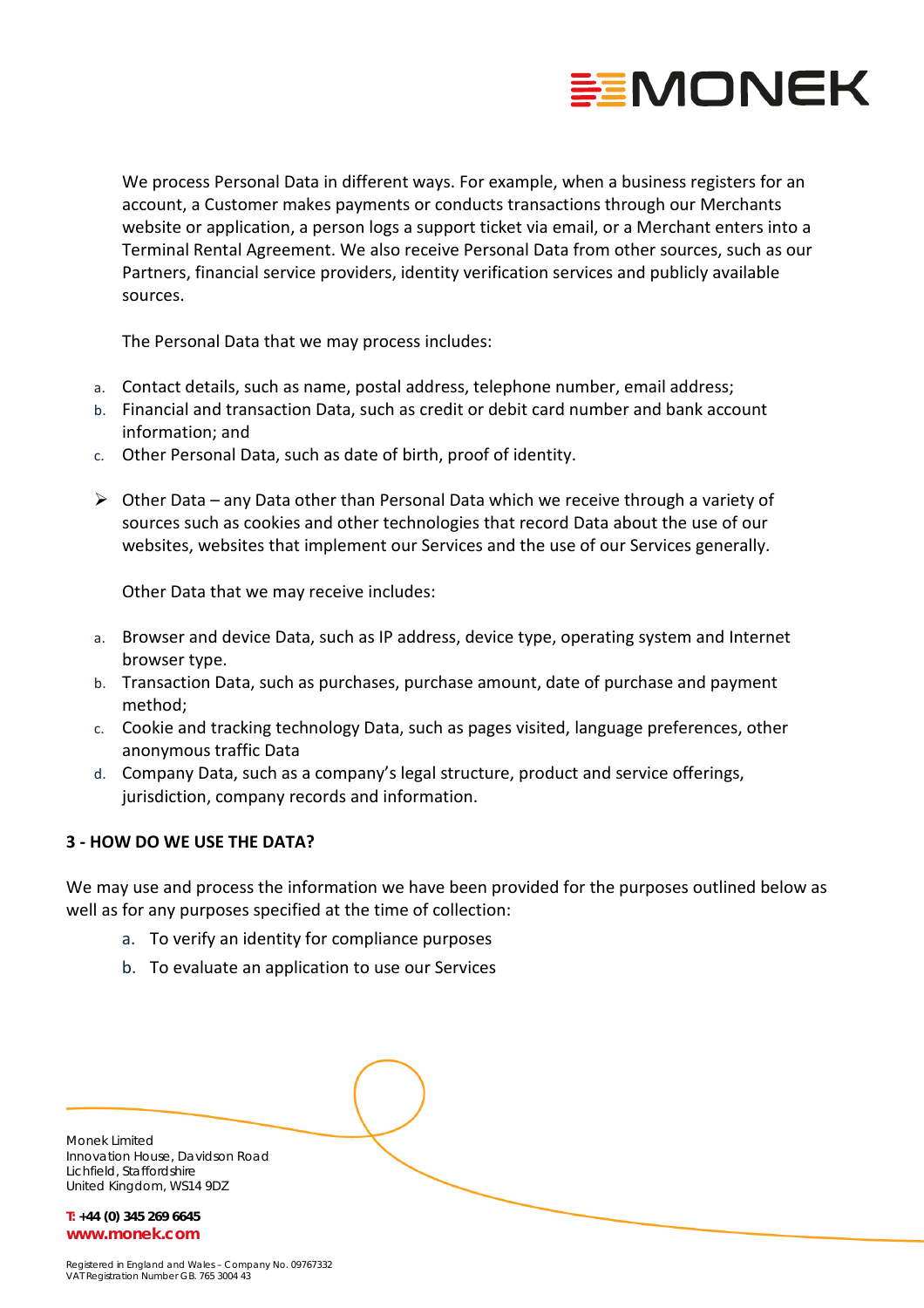We process Personal Data in different ways. For example, when a business registers for an account, a Customer makes payments or conducts transactions through our Merchants website or application, a person logs a support ticket via email, or a Merchant enters into a Terminal Rental Agreement. We also receive Personal Data from other sources, such as our Partners, financial service providers, identity verification services and publicly available sources.

The Personal Data that we may process includes:

a. Contact details, such as name, postal address, telephone number, email address;
b. Financial and transaction Data, such as credit or debit card number and bank account information; and
c. Other Personal Data, such as date of birth, proof of identity.

- Other Data – any Data other than Personal Data which we receive through a variety of sources such as cookies and other technologies that record Data about the use of our websites, websites that implement our Services and the use of our Services generally.

Other Data that we may receive includes:

a. Browser and device Data, such as IP address, device type, operating system and Internet browser type.
b. Transaction Data, such as purchases, purchase amount, date of purchase and payment method;
c. Cookie and tracking technology Data, such as pages visited, language preferences, other anonymous traffic Data
d. Company Data, such as a company's legal structure, product and service offerings, jurisdiction, company records and information.

## 3 - HOW DO WE USE THE DATA?

We may use and process the information we have been provided for the purposes outlined below as well as for any purposes specified at the time of collection:

a. To verify an identity for compliance purposes
b. To evaluate an application to use our Services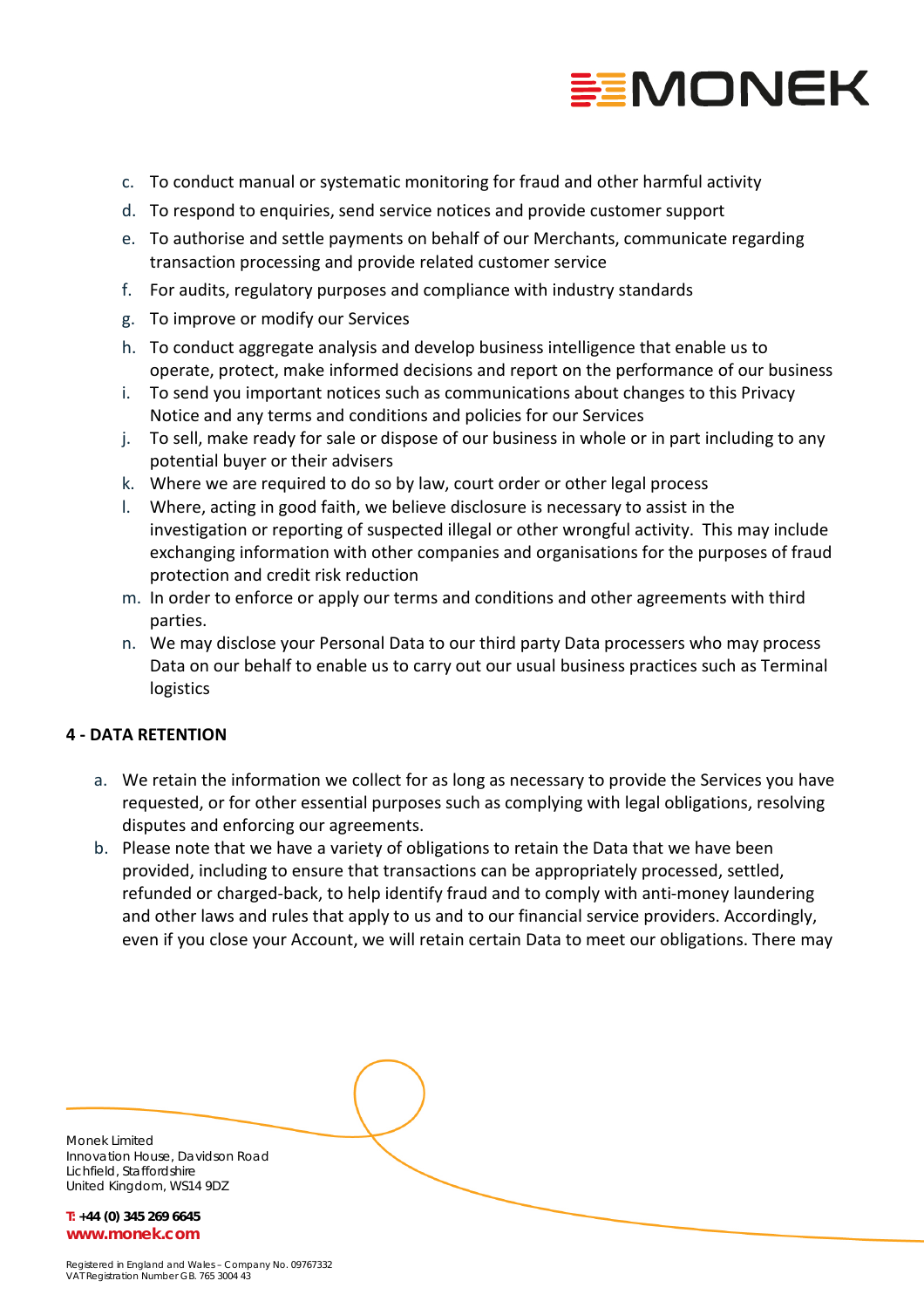c. To conduct manual or systematic monitoring for fraud and other harmful activity
d. To respond to enquiries, send service notices and provide customer support
e. To authorise and settle payments on behalf of our Merchants, communicate regarding transaction processing and provide related customer service
f. For audits, regulatory purposes and compliance with industry standards
g. To improve or modify our Services
h. To conduct aggregate analysis and develop business intelligence that enable us to operate, protect, make informed decisions and report on the performance of our business
i. To send you important notices such as communications about changes to this Privacy Notice and any terms and conditions and policies for our Services
j. To sell, make ready for sale or dispose of our business in whole or in part including to any potential buyer or their advisers
k. Where we are required to do so by law, court order or other legal process
l. Where, acting in good faith, we believe disclosure is necessary to assist in the investigation or reporting of suspected illegal or other wrongful activity. This may include exchanging information with other companies and organisations for the purposes of fraud protection and credit risk reduction
m. In order to enforce or apply our terms and conditions and other agreements with third parties.
n. We may disclose your Personal Data to our third party Data processers who may process Data on our behalf to enable us to carry out our usual business practices such as Terminal logistics

**4 - DATA RETENTION**

a. We retain the information we collect for as long as necessary to provide the Services you have requested, or for other essential purposes such as complying with legal obligations, resolving disputes and enforcing our agreements.
b. Please note that we have a variety of obligations to retain the Data that we have been provided, including to ensure that transactions can be appropriately processed, settled, refunded or charged-back, to help identify fraud and to comply with anti-money laundering and other laws and rules that apply to us and to our financial service providers. Accordingly, even if you close your Account, we will retain certain Data to meet our obligations. There may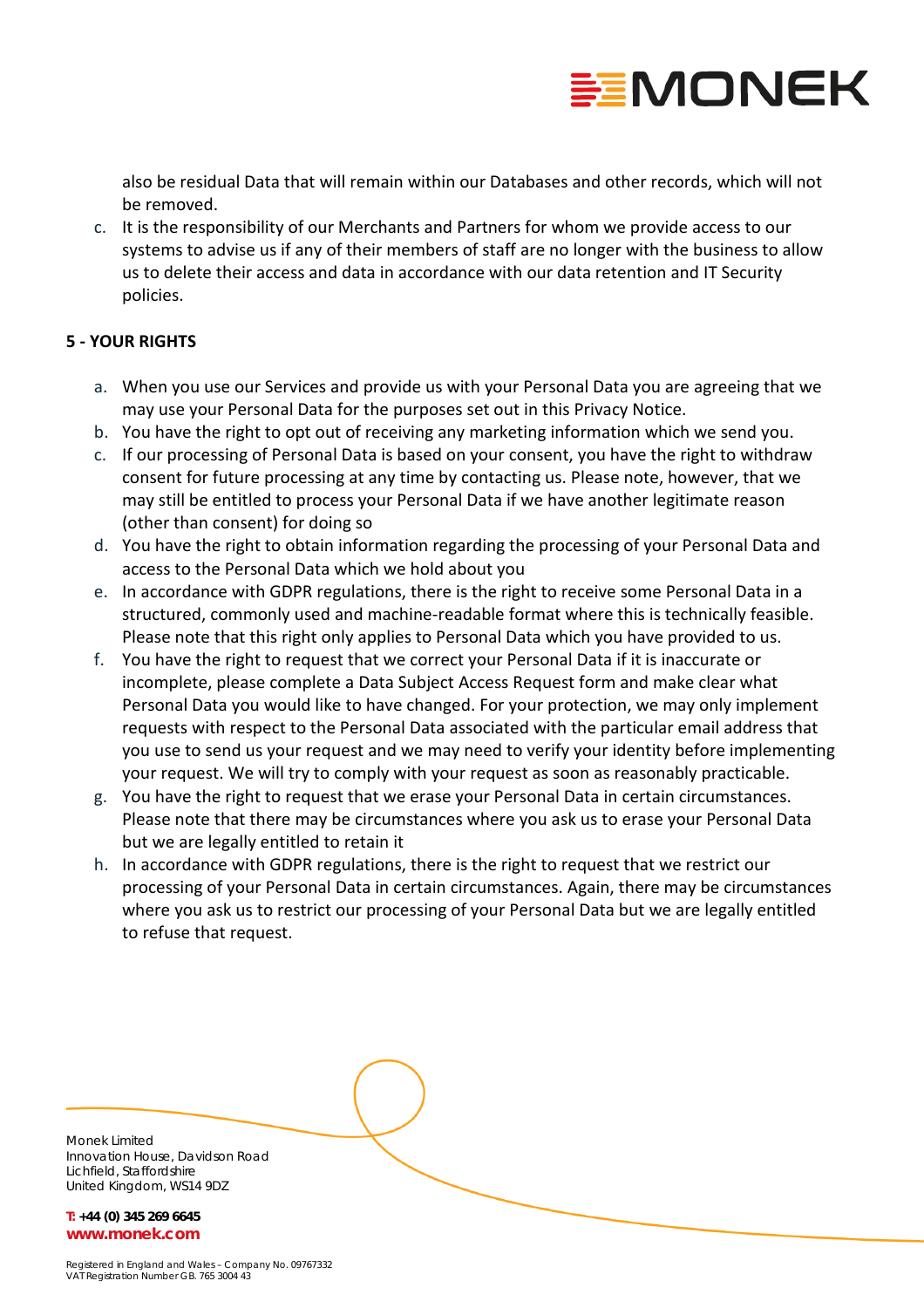also be residual Data that will remain within our Databases and other records, which will not be removed.

c. It is the responsibility of our Merchants and Partners for whom we provide access to our systems to advise us if any of their members of staff are no longer with the business to allow us to delete their access and data in accordance with our data retention and IT Security policies.

**5 - YOUR RIGHTS**

a. When you use our Services and provide us with your Personal Data you are agreeing that we may use your Personal Data for the purposes set out in this Privacy Notice.

b. You have the right to opt out of receiving any marketing information which we send you.

c. If our processing of Personal Data is based on your consent, you have the right to withdraw consent for future processing at any time by contacting us. Please note, however, that we may still be entitled to process your Personal Data if we have another legitimate reason (other than consent) for doing so

d. You have the right to obtain information regarding the processing of your Personal Data and access to the Personal Data which we hold about you

e. In accordance with GDPR regulations, there is the right to receive some Personal Data in a structured, commonly used and machine-readable format where this is technically feasible. Please note that this right only applies to Personal Data which you have provided to us.

f. You have the right to request that we correct your Personal Data if it is inaccurate or incomplete, please complete a Data Subject Access Request form and make clear what Personal Data you would like to have changed. For your protection, we may only implement requests with respect to the Personal Data associated with the particular email address that you use to send us your request and we may need to verify your identity before implementing your request. We will try to comply with your request as soon as reasonably practicable.

g. You have the right to request that we erase your Personal Data in certain circumstances. Please note that there may be circumstances where you ask us to erase your Personal Data but we are legally entitled to retain it

h. In accordance with GDPR regulations, there is the right to request that we restrict our processing of your Personal Data in certain circumstances. Again, there may be circumstances where you ask us to restrict our processing of your Personal Data but we are legally entitled to refuse that request.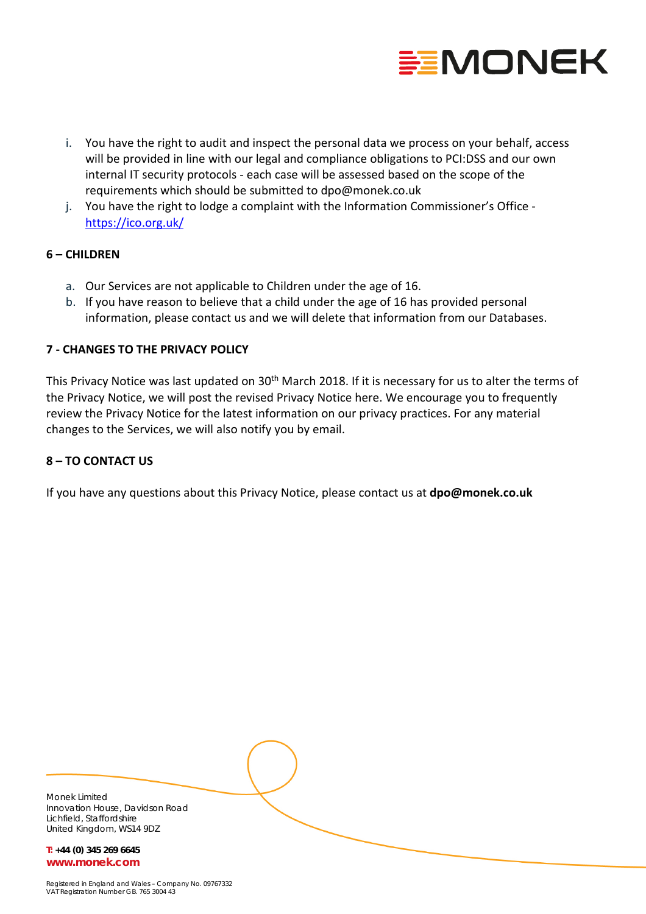i. You have the right to audit and inspect the personal data we process on your behalf, access will be provided in line with our legal and compliance obligations to PCI:DSS and our own internal IT security protocols - each case will be assessed based on the scope of the requirements which should be submitted to dpo@monek.co.uk
j. You have the right to lodge a complaint with the Information Commissioner's Office - https://ico.org.uk/

**6 – CHILDREN**

a. Our Services are not applicable to Children under the age of 16.
b. If you have reason to believe that a child under the age of 16 has provided personal information, please contact us and we will delete that information from our Databases.

**7 - CHANGES TO THE PRIVACY POLICY**

This Privacy Notice was last updated on 30th March 2018. If it is necessary for us to alter the terms of the Privacy Notice, we will post the revised Privacy Notice here. We encourage you to frequently review the Privacy Notice for the latest information on our privacy practices. For any material changes to the Services, we will also notify you by email.

**8 – TO CONTACT US**

If you have any questions about this Privacy Notice, please contact us at **dpo@monek.co.uk**

Monek Limited
Innovation House, Davidson Road
Lichfield, Staffordshire
United Kingdom, WS14 9DZ

**T: +44 (0) 345 269 6645**
**www.monek.com**

Registered in England and Wales – Company No. 09767332
VAT Registration Number GB. 765 3004 43